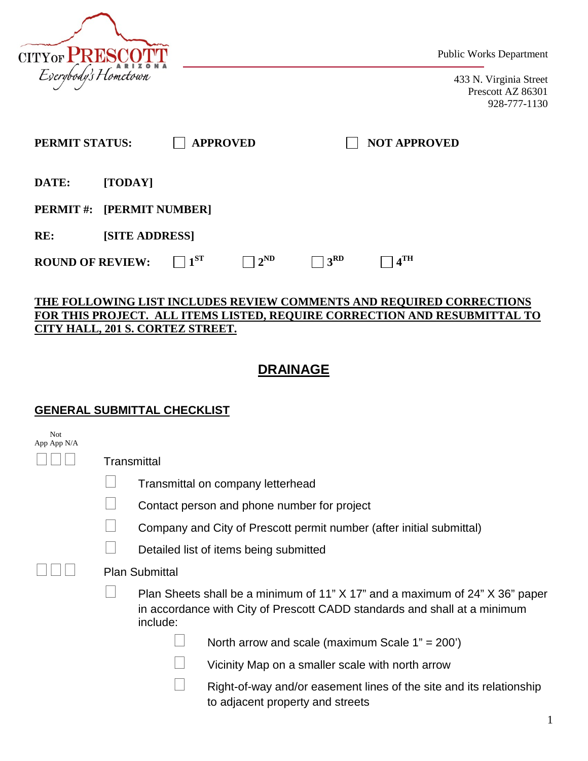CITY OF PRESCOTT ARIZONA
*Everybody's Hometown*

Public Works Department

433 N. Virginia Street
Prescott AZ 86301
928-777-1130

**PERMIT STATUS:** ☐ **APPROVED** ☐ **NOT APPROVED**

**DATE:** **[TODAY]**

**PERMIT #:** **[PERMIT NUMBER]**

**RE:** **[SITE ADDRESS]**

**ROUND OF REVIEW:** ☐ **1ST** ☐ **2ND** ☐ **3RD** ☐ **4TH**

**THE FOLLOWING LIST INCLUDES REVIEW COMMENTS AND REQUIRED CORRECTIONS FOR THIS PROJECT. ALL ITEMS LISTED, REQUIRE CORRECTION AND RESUBMITTAL TO CITY HALL, 201 S. CORTEZ STREET.**

# DRAINAGE

## GENERAL SUBMITTAL CHECKLIST

App | Not App | N/A

☐ ☐ ☐ Transmittal

- ☐ Transmittal on company letterhead
- ☐ Contact person and phone number for project
- ☐ Company and City of Prescott permit number (after initial submittal)
- ☐ Detailed list of items being submitted

☐ ☐ ☐ Plan Submittal

- ☐ Plan Sheets shall be a minimum of 11" X 17" and a maximum of 24" X 36" paper in accordance with City of Prescott CADD standards and shall at a minimum include:
  - ☐ North arrow and scale (maximum Scale 1" = 200')
  - ☐ Vicinity Map on a smaller scale with north arrow
  - ☐ Right-of-way and/or easement lines of the site and its relationship to adjacent property and streets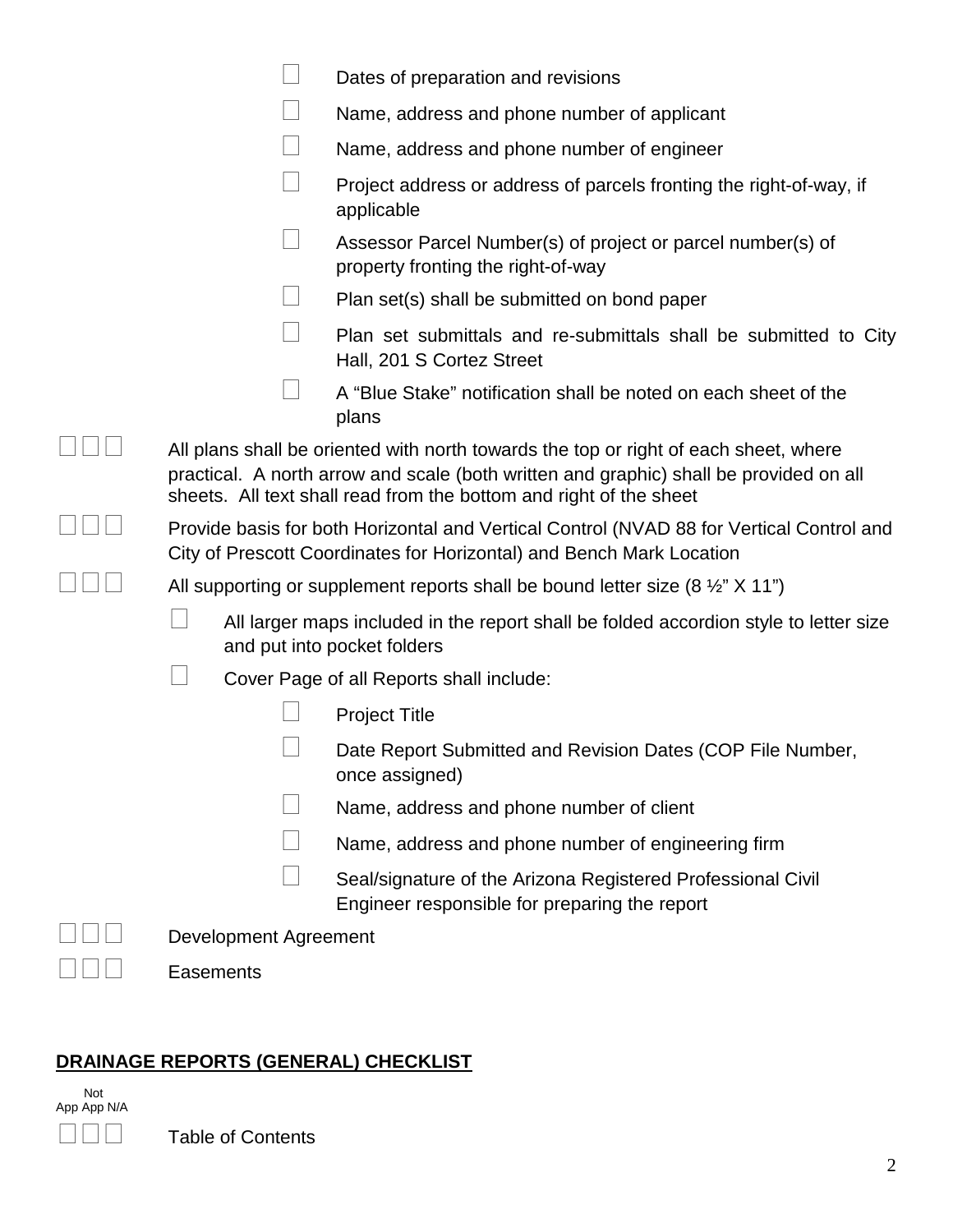- ☐ Dates of preparation and revisions
- ☐ Name, address and phone number of applicant
- ☐ Name, address and phone number of engineer
- ☐ Project address or address of parcels fronting the right-of-way, if applicable
- ☐ Assessor Parcel Number(s) of project or parcel number(s) of property fronting the right-of-way
- ☐ Plan set(s) shall be submitted on bond paper
- ☐ Plan set submittals and re-submittals shall be submitted to City Hall, 201 S Cortez Street
- ☐ A "Blue Stake" notification shall be noted on each sheet of the plans

☐ ☐ ☐ All plans shall be oriented with north towards the top or right of each sheet, where practical. A north arrow and scale (both written and graphic) shall be provided on all sheets. All text shall read from the bottom and right of the sheet

☐ ☐ ☐ Provide basis for both Horizontal and Vertical Control (NVAD 88 for Vertical Control and City of Prescott Coordinates for Horizontal) and Bench Mark Location

☐ ☐ ☐ All supporting or supplement reports shall be bound letter size (8 ½" X 11")

- ☐ All larger maps included in the report shall be folded accordion style to letter size and put into pocket folders
- ☐ Cover Page of all Reports shall include:
  - ☐ Project Title
  - ☐ Date Report Submitted and Revision Dates (COP File Number, once assigned)
  - ☐ Name, address and phone number of client
  - ☐ Name, address and phone number of engineering firm
  - ☐ Seal/signature of the Arizona Registered Professional Civil Engineer responsible for preparing the report

☐ ☐ ☐ Development Agreement

☐ ☐ ☐ Easements

## DRAINAGE REPORTS (GENERAL) CHECKLIST

App / Not App / N/A

☐ ☐ ☐ Table of Contents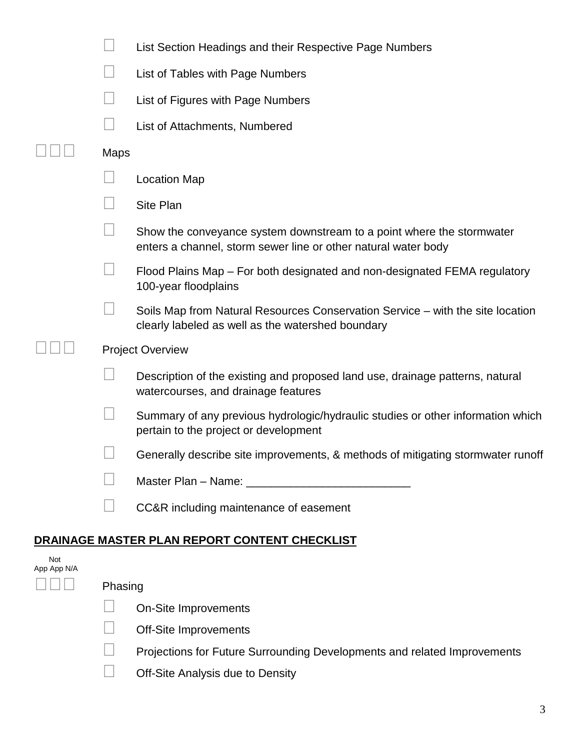- ☐ List Section Headings and their Respective Page Numbers
- ☐ List of Tables with Page Numbers
- ☐ List of Figures with Page Numbers
- ☐ List of Attachments, Numbered

☐ ☐ ☐ Maps

- ☐ Location Map
- ☐ Site Plan
- ☐ Show the conveyance system downstream to a point where the stormwater enters a channel, storm sewer line or other natural water body
- ☐ Flood Plains Map – For both designated and non-designated FEMA regulatory 100-year floodplains
- ☐ Soils Map from Natural Resources Conservation Service – with the site location clearly labeled as well as the watershed boundary

☐ ☐ ☐ Project Overview

- ☐ Description of the existing and proposed land use, drainage patterns, natural watercourses, and drainage features
- ☐ Summary of any previous hydrologic/hydraulic studies or other information which pertain to the project or development
- ☐ Generally describe site improvements, & methods of mitigating stormwater runoff
- ☐ Master Plan – Name: __________________________
- ☐ CC&R including maintenance of easement

## DRAINAGE MASTER PLAN REPORT CONTENT CHECKLIST

App Not App N/A

☐ ☐ ☐ Phasing

- ☐ On-Site Improvements
- ☐ Off-Site Improvements
- ☐ Projections for Future Surrounding Developments and related Improvements
- ☐ Off-Site Analysis due to Density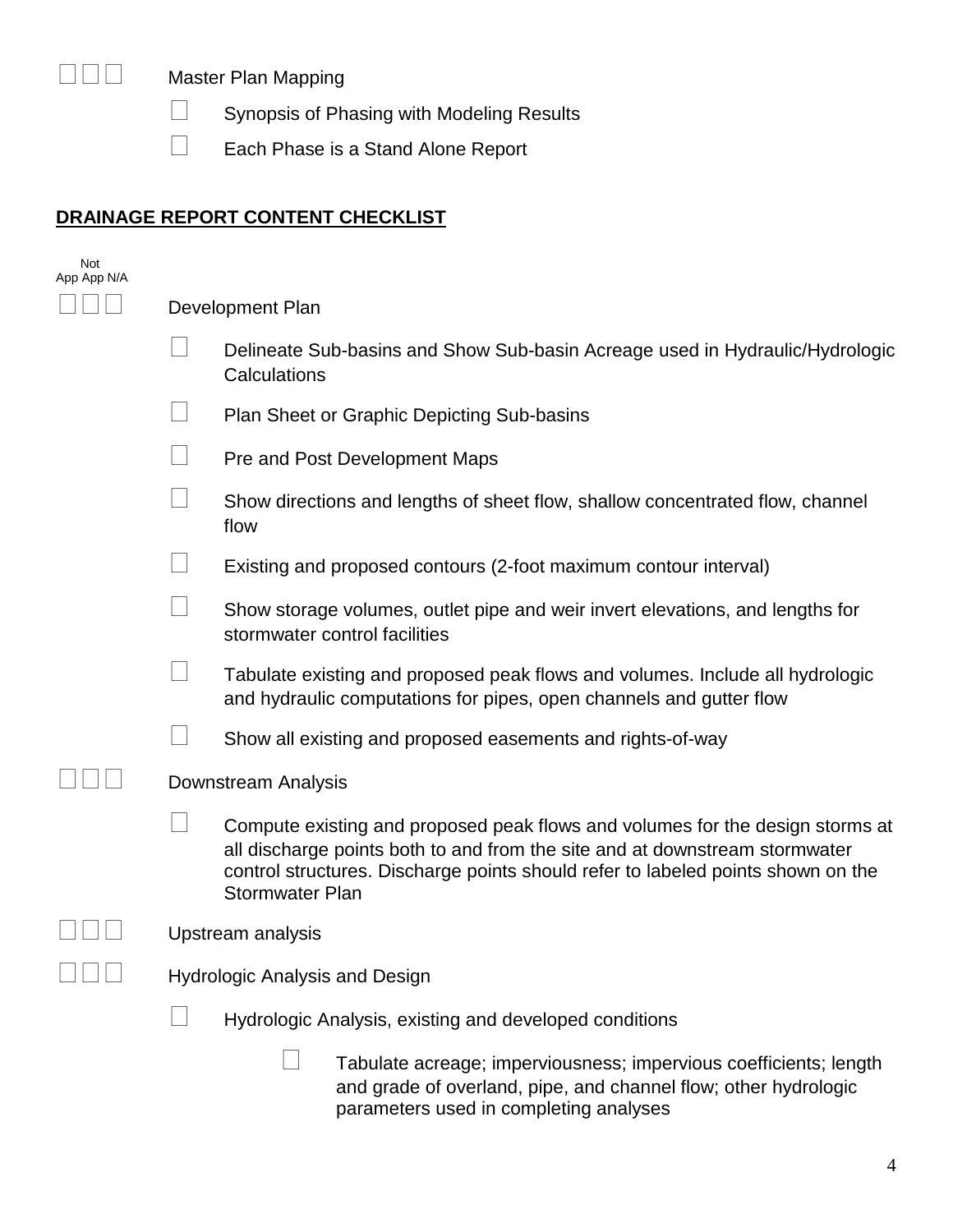☐ ☐ ☐ Master Plan Mapping

- ☐ Synopsis of Phasing with Modeling Results
- ☐ Each Phase is a Stand Alone Report

**DRAINAGE REPORT CONTENT CHECKLIST**

Not App App N/A

☐ ☐ ☐ Development Plan

- ☐ Delineate Sub-basins and Show Sub-basin Acreage used in Hydraulic/Hydrologic Calculations
- ☐ Plan Sheet or Graphic Depicting Sub-basins
- ☐ Pre and Post Development Maps
- ☐ Show directions and lengths of sheet flow, shallow concentrated flow, channel flow
- ☐ Existing and proposed contours (2-foot maximum contour interval)
- ☐ Show storage volumes, outlet pipe and weir invert elevations, and lengths for stormwater control facilities
- ☐ Tabulate existing and proposed peak flows and volumes. Include all hydrologic and hydraulic computations for pipes, open channels and gutter flow
- ☐ Show all existing and proposed easements and rights-of-way

☐ ☐ ☐ Downstream Analysis

- ☐ Compute existing and proposed peak flows and volumes for the design storms at all discharge points both to and from the site and at downstream stormwater control structures. Discharge points should refer to labeled points shown on the Stormwater Plan

☐ ☐ ☐ Upstream analysis

☐ ☐ ☐ Hydrologic Analysis and Design

- ☐ Hydrologic Analysis, existing and developed conditions
  - ☐ Tabulate acreage; imperviousness; impervious coefficients; length and grade of overland, pipe, and channel flow; other hydrologic parameters used in completing analyses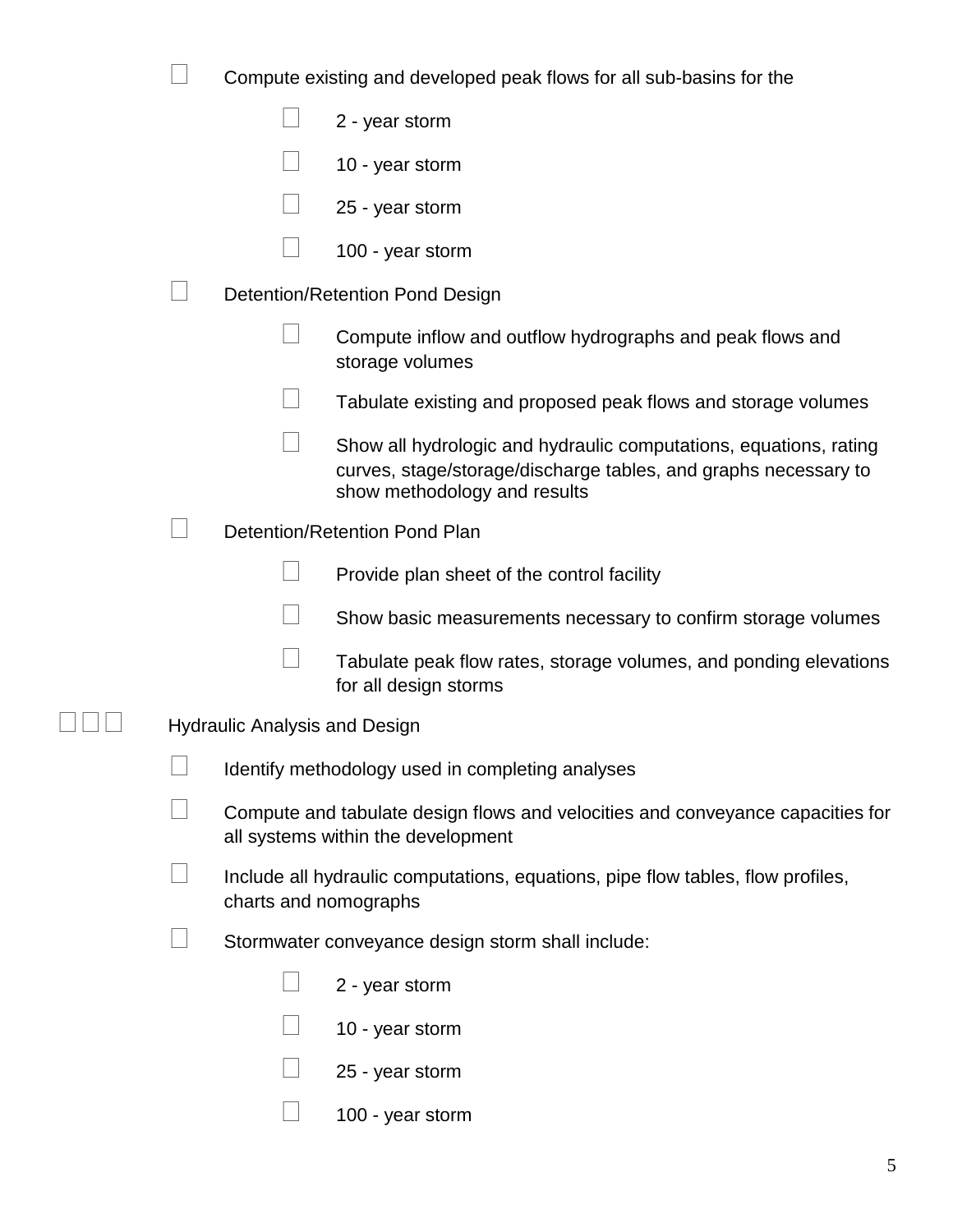- ☐ Compute existing and developed peak flows for all sub-basins for the
  - ☐ 2 - year storm
  - ☐ 10 - year storm
  - ☐ 25 - year storm
  - ☐ 100 - year storm
- ☐ Detention/Retention Pond Design
  - ☐ Compute inflow and outflow hydrographs and peak flows and storage volumes
  - ☐ Tabulate existing and proposed peak flows and storage volumes
  - ☐ Show all hydrologic and hydraulic computations, equations, rating curves, stage/storage/discharge tables, and graphs necessary to show methodology and results
- ☐ Detention/Retention Pond Plan
  - ☐ Provide plan sheet of the control facility
  - ☐ Show basic measurements necessary to confirm storage volumes
  - ☐ Tabulate peak flow rates, storage volumes, and ponding elevations for all design storms

☐ ☐ ☐ Hydraulic Analysis and Design

- ☐ Identify methodology used in completing analyses
- ☐ Compute and tabulate design flows and velocities and conveyance capacities for all systems within the development
- ☐ Include all hydraulic computations, equations, pipe flow tables, flow profiles, charts and nomographs
- ☐ Stormwater conveyance design storm shall include:
  - ☐ 2 - year storm
  - ☐ 10 - year storm
  - ☐ 25 - year storm
  - ☐ 100 - year storm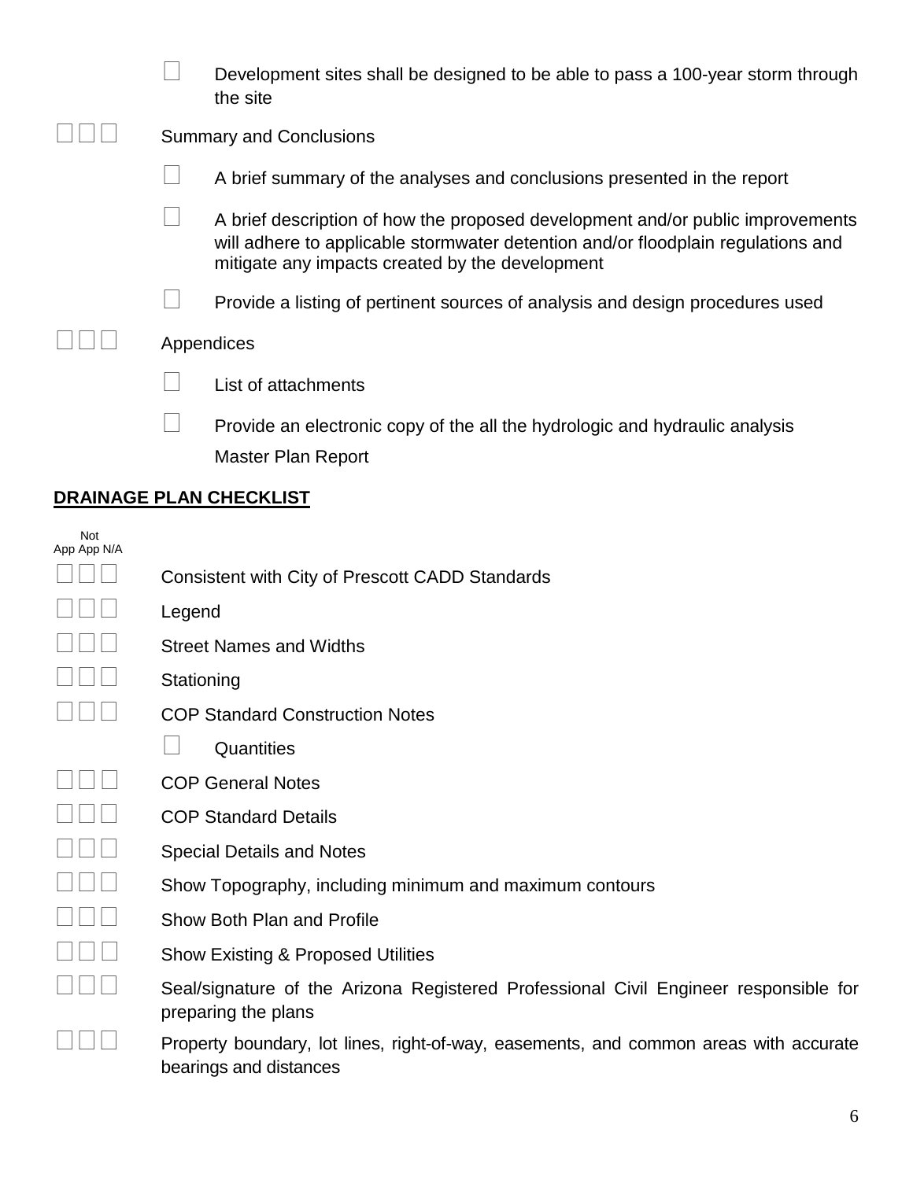☐ Development sites shall be designed to be able to pass a 100-year storm through the site

☐ ☐ ☐ Summary and Conclusions

☐ A brief summary of the analyses and conclusions presented in the report

☐ A brief description of how the proposed development and/or public improvements will adhere to applicable stormwater detention and/or floodplain regulations and mitigate any impacts created by the development

☐ Provide a listing of pertinent sources of analysis and design procedures used

☐ ☐ ☐ Appendices

☐ List of attachments

☐ Provide an electronic copy of the all the hydrologic and hydraulic analysis

Master Plan Report

## DRAINAGE PLAN CHECKLIST

| Not App | App | N/A | |
|---|---|---|---|
| ☐ | ☐ | ☐ | Consistent with City of Prescott CADD Standards |
| ☐ | ☐ | ☐ | Legend |
| ☐ | ☐ | ☐ | Street Names and Widths |
| ☐ | ☐ | ☐ | Stationing |
| ☐ | ☐ | ☐ | COP Standard Construction Notes |
| | | | ☐ Quantities |
| ☐ | ☐ | ☐ | COP General Notes |
| ☐ | ☐ | ☐ | COP Standard Details |
| ☐ | ☐ | ☐ | Special Details and Notes |
| ☐ | ☐ | ☐ | Show Topography, including minimum and maximum contours |
| ☐ | ☐ | ☐ | Show Both Plan and Profile |
| ☐ | ☐ | ☐ | Show Existing & Proposed Utilities |
| ☐ | ☐ | ☐ | Seal/signature of the Arizona Registered Professional Civil Engineer responsible for preparing the plans |
| ☐ | ☐ | ☐ | Property boundary, lot lines, right-of-way, easements, and common areas with accurate bearings and distances |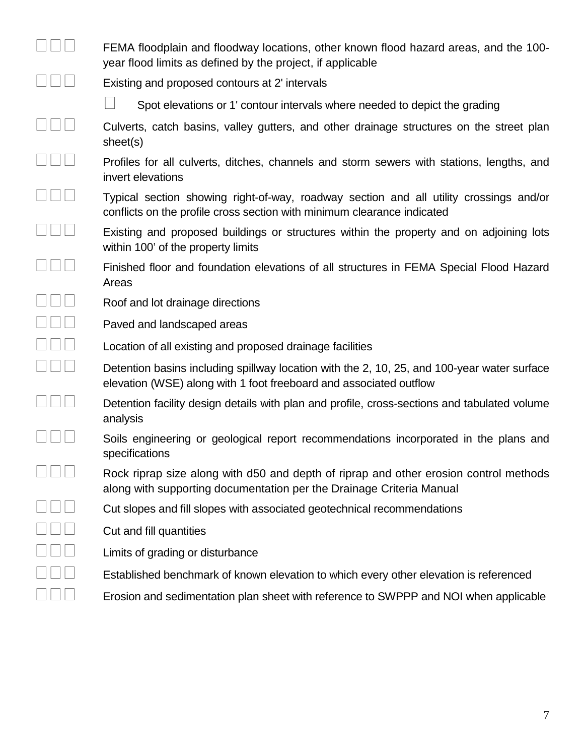☐ ☐ ☐ FEMA floodplain and floodway locations, other known flood hazard areas, and the 100-year flood limits as defined by the project, if applicable

☐ ☐ ☐ Existing and proposed contours at 2' intervals

- ☐ Spot elevations or 1' contour intervals where needed to depict the grading

☐ ☐ ☐ Culverts, catch basins, valley gutters, and other drainage structures on the street plan sheet(s)

☐ ☐ ☐ Profiles for all culverts, ditches, channels and storm sewers with stations, lengths, and invert elevations

☐ ☐ ☐ Typical section showing right-of-way, roadway section and all utility crossings and/or conflicts on the profile cross section with minimum clearance indicated

☐ ☐ ☐ Existing and proposed buildings or structures within the property and on adjoining lots within 100' of the property limits

☐ ☐ ☐ Finished floor and foundation elevations of all structures in FEMA Special Flood Hazard Areas

☐ ☐ ☐ Roof and lot drainage directions

☐ ☐ ☐ Paved and landscaped areas

☐ ☐ ☐ Location of all existing and proposed drainage facilities

☐ ☐ ☐ Detention basins including spillway location with the 2, 10, 25, and 100-year water surface elevation (WSE) along with 1 foot freeboard and associated outflow

☐ ☐ ☐ Detention facility design details with plan and profile, cross-sections and tabulated volume analysis

☐ ☐ ☐ Soils engineering or geological report recommendations incorporated in the plans and specifications

☐ ☐ ☐ Rock riprap size along with d50 and depth of riprap and other erosion control methods along with supporting documentation per the Drainage Criteria Manual

☐ ☐ ☐ Cut slopes and fill slopes with associated geotechnical recommendations

☐ ☐ ☐ Cut and fill quantities

☐ ☐ ☐ Limits of grading or disturbance

☐ ☐ ☐ Established benchmark of known elevation to which every other elevation is referenced

☐ ☐ ☐ Erosion and sedimentation plan sheet with reference to SWPPP and NOI when applicable